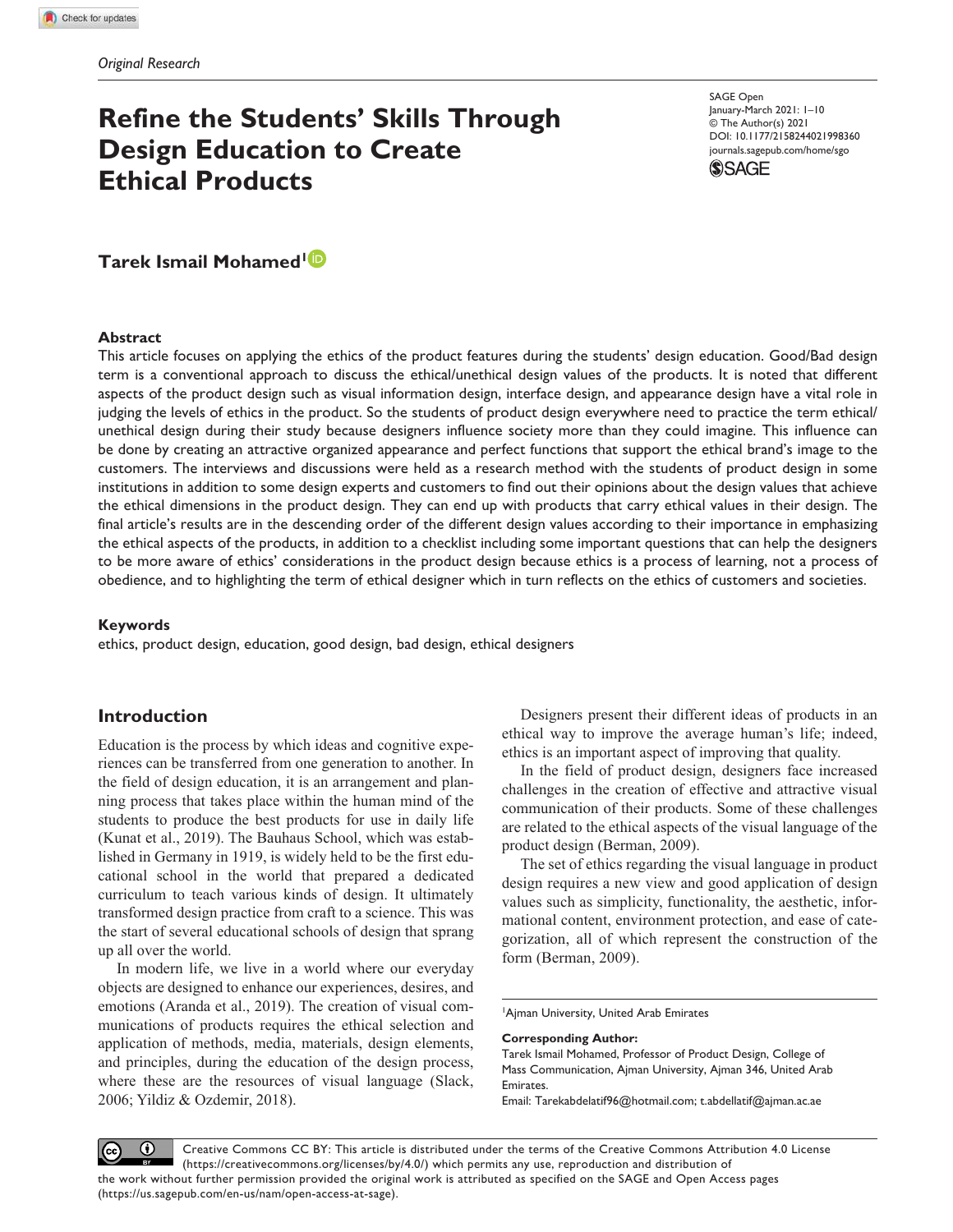*Original Research*

# Refine the Students' Skills Through Design Education to Create Ethical Products

SAGE Open
January-March 2021: 1–10
© The Author(s) 2021
DOI: 10.1177/2158244021998360
journals.sagepub.com/home/sgo

**Tarek Ismail Mohamed**[1]

## Abstract

This article focuses on applying the ethics of the product features during the students' design education. Good/Bad design term is a conventional approach to discuss the ethical/unethical design values of the products. It is noted that different aspects of the product design such as visual information design, interface design, and appearance design have a vital role in judging the levels of ethics in the product. So the students of product design everywhere need to practice the term ethical/unethical design during their study because designers influence society more than they could imagine. This influence can be done by creating an attractive organized appearance and perfect functions that support the ethical brand's image to the customers. The interviews and discussions were held as a research method with the students of product design in some institutions in addition to some design experts and customers to find out their opinions about the design values that achieve the ethical dimensions in the product design. They can end up with products that carry ethical values in their design. The final article's results are in the descending order of the different design values according to their importance in emphasizing the ethical aspects of the products, in addition to a checklist including some important questions that can help the designers to be more aware of ethics' considerations in the product design because ethics is a process of learning, not a process of obedience, and to highlighting the term of ethical designer which in turn reflects on the ethics of customers and societies.

### Keywords

ethics, product design, education, good design, bad design, ethical designers

## Introduction

Education is the process by which ideas and cognitive experiences can be transferred from one generation to another. In the field of design education, it is an arrangement and planning process that takes place within the human mind of the students to produce the best products for use in daily life (Kunat et al., 2019). The Bauhaus School, which was established in Germany in 1919, is widely held to be the first educational school in the world that prepared a dedicated curriculum to teach various kinds of design. It ultimately transformed design practice from craft to a science. This was the start of several educational schools of design that sprang up all over the world.

In modern life, we live in a world where our everyday objects are designed to enhance our experiences, desires, and emotions (Aranda et al., 2019). The creation of visual communications of products requires the ethical selection and application of methods, media, materials, design elements, and principles, during the education of the design process, where these are the resources of visual language (Slack, 2006; Yildiz & Ozdemir, 2018).

Designers present their different ideas of products in an ethical way to improve the average human's life; indeed, ethics is an important aspect of improving that quality.

In the field of product design, designers face increased challenges in the creation of effective and attractive visual communication of their products. Some of these challenges are related to the ethical aspects of the visual language of the product design (Berman, 2009).

The set of ethics regarding the visual language in product design requires a new view and good application of design values such as simplicity, functionality, the aesthetic, informational content, environment protection, and ease of categorization, all of which represent the construction of the form (Berman, 2009).

---

[1]Ajman University, United Arab Emirates

**Corresponding Author:**
Tarek Ismail Mohamed, Professor of Product Design, College of Mass Communication, Ajman University, Ajman 346, United Arab Emirates.
Email: Tarekabdelatif96@hotmail.com; t.abdellatif@ajman.ac.ae

Creative Commons CC BY: This article is distributed under the terms of the Creative Commons Attribution 4.0 License (https://creativecommons.org/licenses/by/4.0/) which permits any use, reproduction and distribution of the work without further permission provided the original work is attributed as specified on the SAGE and Open Access pages (https://us.sagepub.com/en-us/nam/open-access-at-sage).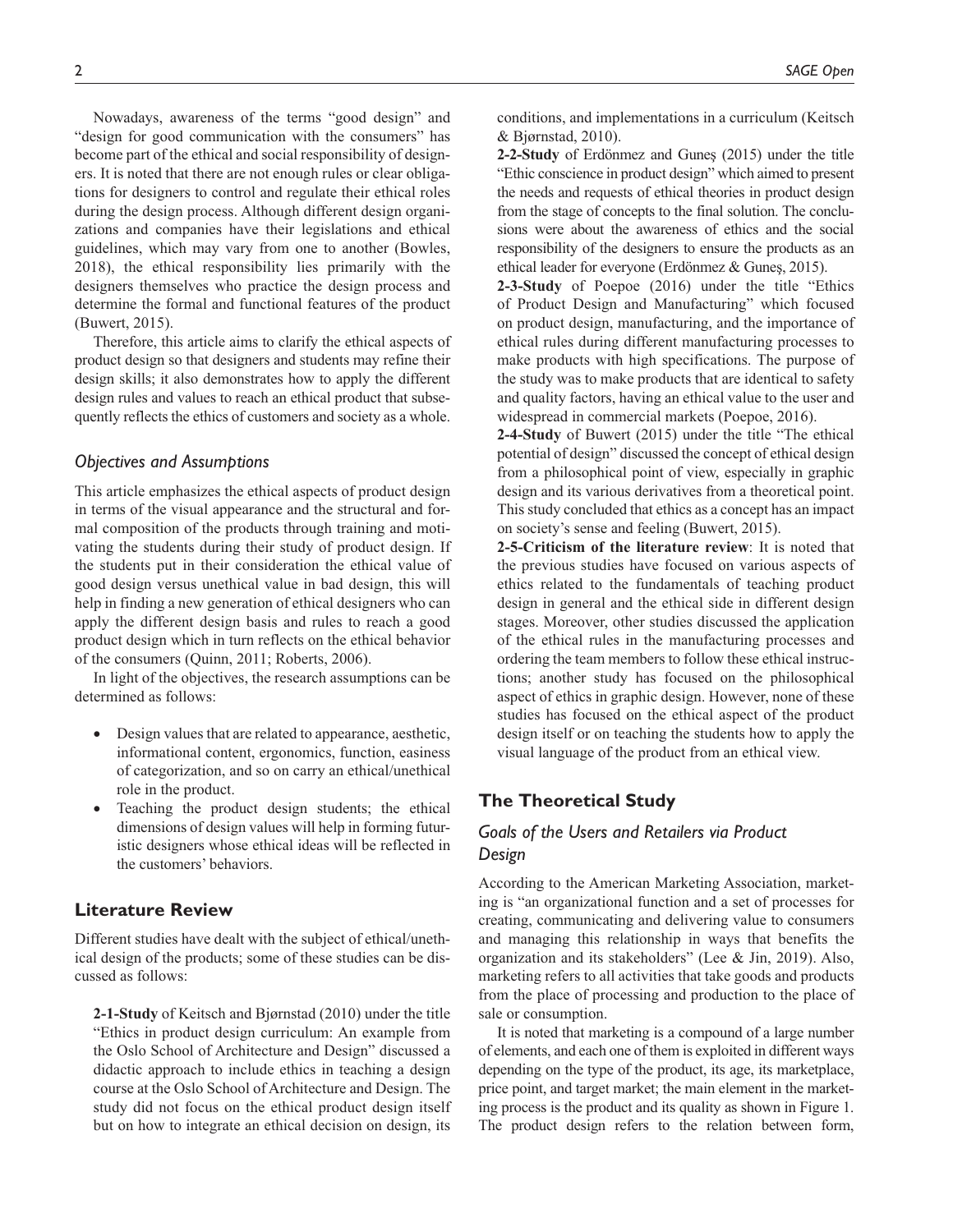Nowadays, awareness of the terms "good design" and "design for good communication with the consumers" has become part of the ethical and social responsibility of designers. It is noted that there are not enough rules or clear obligations for designers to control and regulate their ethical roles during the design process. Although different design organizations and companies have their legislations and ethical guidelines, which may vary from one to another (Bowles, 2018), the ethical responsibility lies primarily with the designers themselves who practice the design process and determine the formal and functional features of the product (Buwert, 2015).

Therefore, this article aims to clarify the ethical aspects of product design so that designers and students may refine their design skills; it also demonstrates how to apply the different design rules and values to reach an ethical product that subsequently reflects the ethics of customers and society as a whole.

### *Objectives and Assumptions*

This article emphasizes the ethical aspects of product design in terms of the visual appearance and the structural and formal composition of the products through training and motivating the students during their study of product design. If the students put in their consideration the ethical value of good design versus unethical value in bad design, this will help in finding a new generation of ethical designers who can apply the different design basis and rules to reach a good product design which in turn reflects on the ethical behavior of the consumers (Quinn, 2011; Roberts, 2006).

In light of the objectives, the research assumptions can be determined as follows:

- Design values that are related to appearance, aesthetic, informational content, ergonomics, function, easiness of categorization, and so on carry an ethical/unethical role in the product.
- Teaching the product design students; the ethical dimensions of design values will help in forming futuristic designers whose ethical ideas will be reflected in the customers' behaviors.

## Literature Review

Different studies have dealt with the subject of ethical/unethical design of the products; some of these studies can be discussed as follows:

**2-1-Study** of Keitsch and Bjørnstad (2010) under the title "Ethics in product design curriculum: An example from the Oslo School of Architecture and Design" discussed a didactic approach to include ethics in teaching a design course at the Oslo School of Architecture and Design. The study did not focus on the ethical product design itself but on how to integrate an ethical decision on design, its conditions, and implementations in a curriculum (Keitsch & Bjørnstad, 2010).

**2-2-Study** of Erdönmez and Guneş (2015) under the title "Ethic conscience in product design" which aimed to present the needs and requests of ethical theories in product design from the stage of concepts to the final solution. The conclusions were about the awareness of ethics and the social responsibility of the designers to ensure the products as an ethical leader for everyone (Erdönmez & Guneş, 2015).

**2-3-Study** of Poepoe (2016) under the title "Ethics of Product Design and Manufacturing" which focused on product design, manufacturing, and the importance of ethical rules during different manufacturing processes to make products with high specifications. The purpose of the study was to make products that are identical to safety and quality factors, having an ethical value to the user and widespread in commercial markets (Poepoe, 2016).

**2-4-Study** of Buwert (2015) under the title "The ethical potential of design" discussed the concept of ethical design from a philosophical point of view, especially in graphic design and its various derivatives from a theoretical point. This study concluded that ethics as a concept has an impact on society's sense and feeling (Buwert, 2015).

**2-5-Criticism of the literature review**: It is noted that the previous studies have focused on various aspects of ethics related to the fundamentals of teaching product design in general and the ethical side in different design stages. Moreover, other studies discussed the application of the ethical rules in the manufacturing processes and ordering the team members to follow these ethical instructions; another study has focused on the philosophical aspect of ethics in graphic design. However, none of these studies has focused on the ethical aspect of the product design itself or on teaching the students how to apply the visual language of the product from an ethical view.

## The Theoretical Study

### *Goals of the Users and Retailers via Product Design*

According to the American Marketing Association, marketing is "an organizational function and a set of processes for creating, communicating and delivering value to consumers and managing this relationship in ways that benefits the organization and its stakeholders" (Lee & Jin, 2019). Also, marketing refers to all activities that take goods and products from the place of processing and production to the place of sale or consumption.

It is noted that marketing is a compound of a large number of elements, and each one of them is exploited in different ways depending on the type of the product, its age, its marketplace, price point, and target market; the main element in the marketing process is the product and its quality as shown in Figure 1. The product design refers to the relation between form,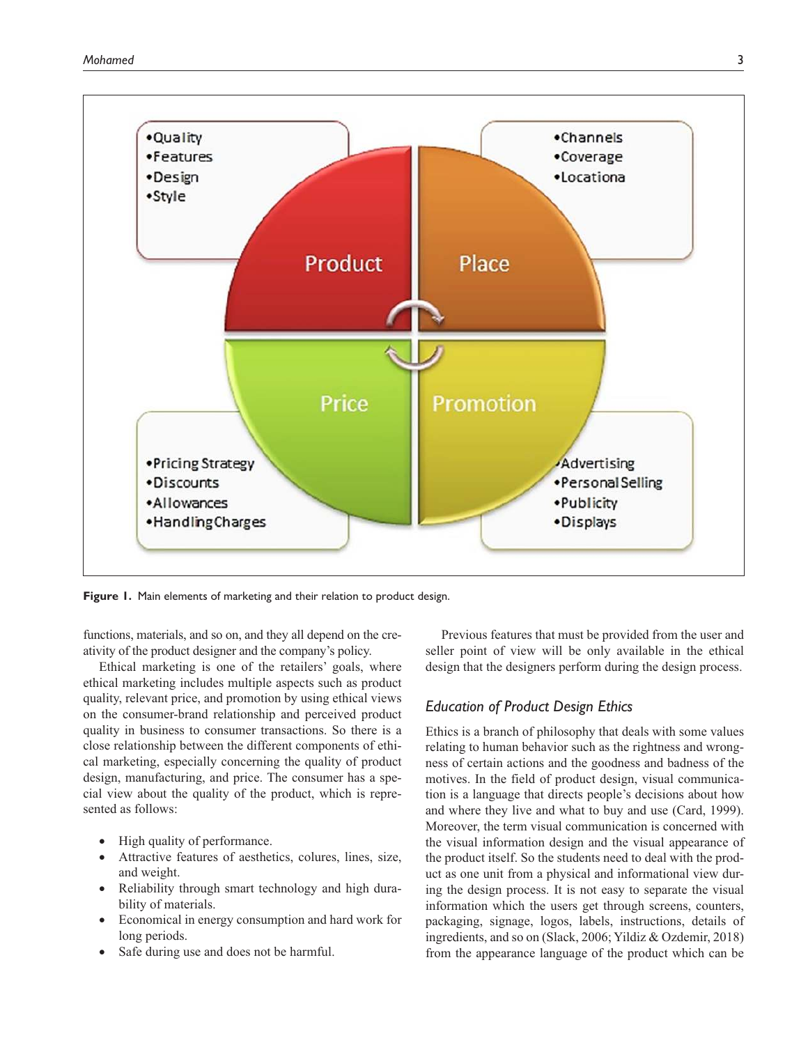**Figure 1.** Main elements of marketing and their relation to product design.

functions, materials, and so on, and they all depend on the creativity of the product designer and the company's policy.

Ethical marketing is one of the retailers' goals, where ethical marketing includes multiple aspects such as product quality, relevant price, and promotion by using ethical views on the consumer-brand relationship and perceived product quality in business to consumer transactions. So there is a close relationship between the different components of ethical marketing, especially concerning the quality of product design, manufacturing, and price. The consumer has a special view about the quality of the product, which is represented as follows:

- High quality of performance.
- Attractive features of aesthetics, colures, lines, size, and weight.
- Reliability through smart technology and high durability of materials.
- Economical in energy consumption and hard work for long periods.
- Safe during use and does not be harmful.

Previous features that must be provided from the user and seller point of view will be only available in the ethical design that the designers perform during the design process.

### *Education of Product Design Ethics*

Ethics is a branch of philosophy that deals with some values relating to human behavior such as the rightness and wrongness of certain actions and the goodness and badness of the motives. In the field of product design, visual communication is a language that directs people's decisions about how and where they live and what to buy and use (Card, 1999). Moreover, the term visual communication is concerned with the visual information design and the visual appearance of the product itself. So the students need to deal with the product as one unit from a physical and informational view during the design process. It is not easy to separate the visual information which the users get through screens, counters, packaging, signage, logos, labels, instructions, details of ingredients, and so on (Slack, 2006; Yildiz & Ozdemir, 2018) from the appearance language of the product which can be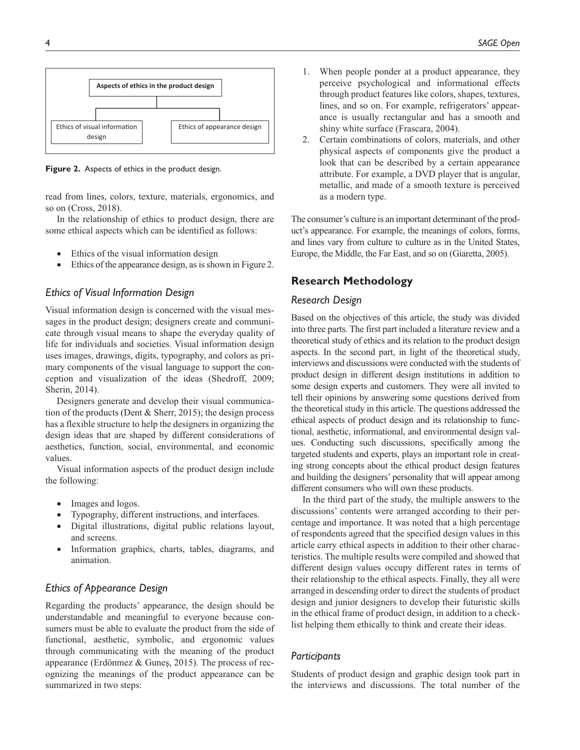Aspects of ethics in the product design

Ethics of visual information design | Ethics of appearance design

**Figure 2.** Aspects of ethics in the product design.

read from lines, colors, texture, materials, ergonomics, and so on (Cross, 2018).

In the relationship of ethics to product design, there are some ethical aspects which can be identified as follows:

- Ethics of the visual information design
- Ethics of the appearance design, as is shown in Figure 2.

### *Ethics of Visual Information Design*

Visual information design is concerned with the visual messages in the product design; designers create and communicate through visual means to shape the everyday quality of life for individuals and societies. Visual information design uses images, drawings, digits, typography, and colors as primary components of the visual language to support the conception and visualization of the ideas (Shedroff, 2009; Sherin, 2014).

Designers generate and develop their visual communication of the products (Dent & Sherr, 2015); the design process has a flexible structure to help the designers in organizing the design ideas that are shaped by different considerations of aesthetics, function, social, environmental, and economic values.

Visual information aspects of the product design include the following:

- Images and logos.
- Typography, different instructions, and interfaces.
- Digital illustrations, digital public relations layout, and screens.
- Information graphics, charts, tables, diagrams, and animation.

### *Ethics of Appearance Design*

Regarding the products' appearance, the design should be understandable and meaningful to everyone because consumers must be able to evaluate the product from the side of functional, aesthetic, symbolic, and ergonomic values through communicating with the meaning of the product appearance (Erdönmez & Guneş, 2015). The process of recognizing the meanings of the product appearance can be summarized in two steps:

1. When people ponder at a product appearance, they perceive psychological and informational effects through product features like colors, shapes, textures, lines, and so on. For example, refrigerators' appearance is usually rectangular and has a smooth and shiny white surface (Frascara, 2004).
2. Certain combinations of colors, materials, and other physical aspects of components give the product a look that can be described by a certain appearance attribute. For example, a DVD player that is angular, metallic, and made of a smooth texture is perceived as a modern type.

The consumer's culture is an important determinant of the product's appearance. For example, the meanings of colors, forms, and lines vary from culture to culture as in the United States, Europe, the Middle, the Far East, and so on (Giaretta, 2005).

## Research Methodology

### *Research Design*

Based on the objectives of this article, the study was divided into three parts. The first part included a literature review and a theoretical study of ethics and its relation to the product design aspects. In the second part, in light of the theoretical study, interviews and discussions were conducted with the students of product design in different design institutions in addition to some design experts and customers. They were all invited to tell their opinions by answering some questions derived from the theoretical study in this article. The questions addressed the ethical aspects of product design and its relationship to functional, aesthetic, informational, and environmental design values. Conducting such discussions, specifically among the targeted students and experts, plays an important role in creating strong concepts about the ethical product design features and building the designers' personality that will appear among different consumers who will own these products.

In the third part of the study, the multiple answers to the discussions' contents were arranged according to their percentage and importance. It was noted that a high percentage of respondents agreed that the specified design values in this article carry ethical aspects in addition to their other characteristics. The multiple results were compiled and showed that different design values occupy different rates in terms of their relationship to the ethical aspects. Finally, they all were arranged in descending order to direct the students of product design and junior designers to develop their futuristic skills in the ethical frame of product design, in addition to a checklist helping them ethically to think and create their ideas.

### *Participants*

Students of product design and graphic design took part in the interviews and discussions. The total number of the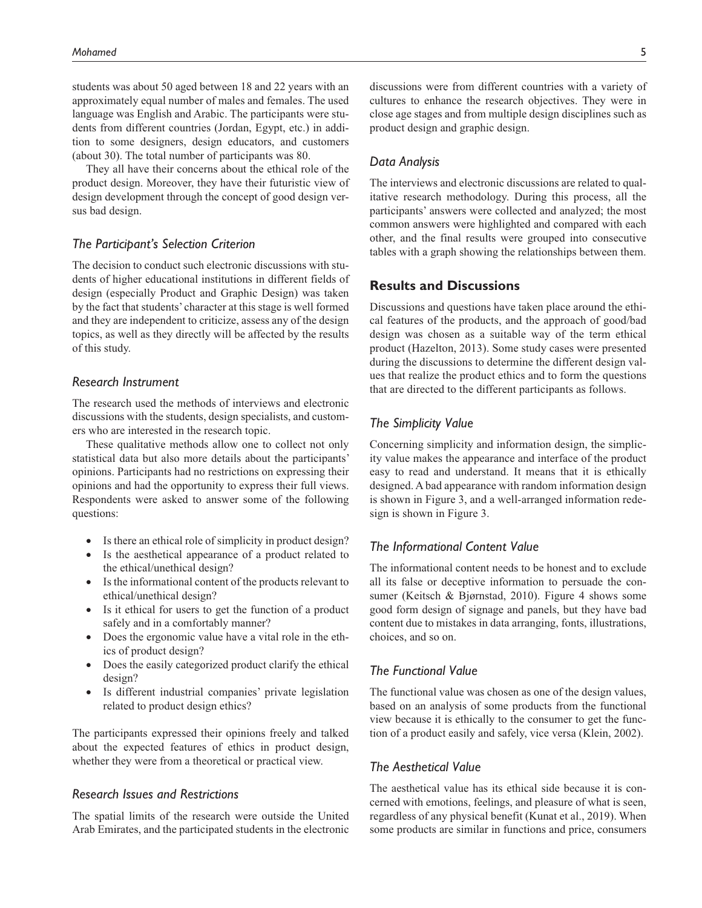students was about 50 aged between 18 and 22 years with an approximately equal number of males and females. The used language was English and Arabic. The participants were students from different countries (Jordan, Egypt, etc.) in addition to some designers, design educators, and customers (about 30). The total number of participants was 80.

They all have their concerns about the ethical role of the product design. Moreover, they have their futuristic view of design development through the concept of good design versus bad design.

### *The Participant's Selection Criterion*

The decision to conduct such electronic discussions with students of higher educational institutions in different fields of design (especially Product and Graphic Design) was taken by the fact that students' character at this stage is well formed and they are independent to criticize, assess any of the design topics, as well as they directly will be affected by the results of this study.

### *Research Instrument*

The research used the methods of interviews and electronic discussions with the students, design specialists, and customers who are interested in the research topic.

These qualitative methods allow one to collect not only statistical data but also more details about the participants' opinions. Participants had no restrictions on expressing their opinions and had the opportunity to express their full views. Respondents were asked to answer some of the following questions:

- Is there an ethical role of simplicity in product design?
- Is the aesthetical appearance of a product related to the ethical/unethical design?
- Is the informational content of the products relevant to ethical/unethical design?
- Is it ethical for users to get the function of a product safely and in a comfortably manner?
- Does the ergonomic value have a vital role in the ethics of product design?
- Does the easily categorized product clarify the ethical design?
- Is different industrial companies' private legislation related to product design ethics?

The participants expressed their opinions freely and talked about the expected features of ethics in product design, whether they were from a theoretical or practical view.

### *Research Issues and Restrictions*

The spatial limits of the research were outside the United Arab Emirates, and the participated students in the electronic discussions were from different countries with a variety of cultures to enhance the research objectives. They were in close age stages and from multiple design disciplines such as product design and graphic design.

### *Data Analysis*

The interviews and electronic discussions are related to qualitative research methodology. During this process, all the participants' answers were collected and analyzed; the most common answers were highlighted and compared with each other, and the final results were grouped into consecutive tables with a graph showing the relationships between them.

## Results and Discussions

Discussions and questions have taken place around the ethical features of the products, and the approach of good/bad design was chosen as a suitable way of the term ethical product (Hazelton, 2013). Some study cases were presented during the discussions to determine the different design values that realize the product ethics and to form the questions that are directed to the different participants as follows.

### *The Simplicity Value*

Concerning simplicity and information design, the simplicity value makes the appearance and interface of the product easy to read and understand. It means that it is ethically designed. A bad appearance with random information design is shown in Figure 3, and a well-arranged information redesign is shown in Figure 3.

### *The Informational Content Value*

The informational content needs to be honest and to exclude all its false or deceptive information to persuade the consumer (Keitsch & Bjørnstad, 2010). Figure 4 shows some good form design of signage and panels, but they have bad content due to mistakes in data arranging, fonts, illustrations, choices, and so on.

### *The Functional Value*

The functional value was chosen as one of the design values, based on an analysis of some products from the functional view because it is ethically to the consumer to get the function of a product easily and safely, vice versa (Klein, 2002).

### *The Aesthetical Value*

The aesthetical value has its ethical side because it is concerned with emotions, feelings, and pleasure of what is seen, regardless of any physical benefit (Kunat et al., 2019). When some products are similar in functions and price, consumers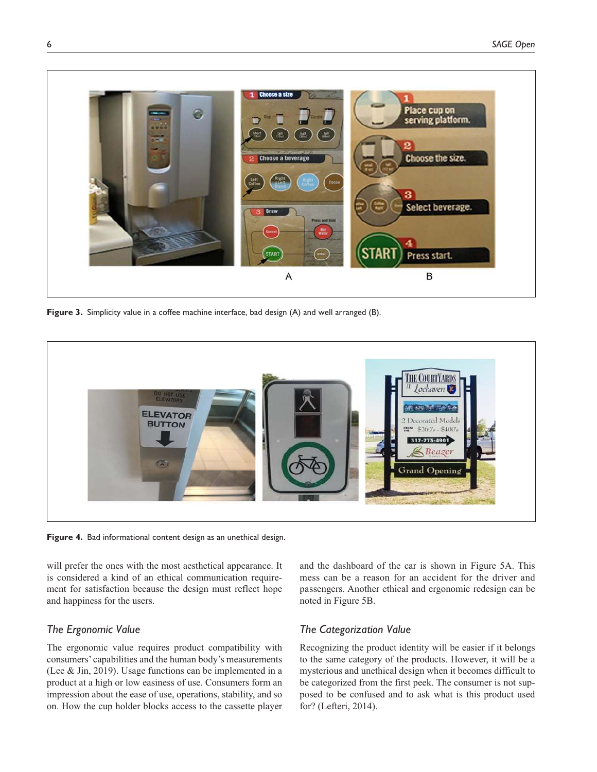Figure 3. Simplicity value in a coffee machine interface, bad design (A) and well arranged (B).

Figure 4. Bad informational content design as an unethical design.

will prefer the ones with the most aesthetical appearance. It is considered a kind of an ethical communication requirement for satisfaction because the design must reflect hope and happiness for the users.

### The Ergonomic Value

The ergonomic value requires product compatibility with consumers' capabilities and the human body's measurements (Lee & Jin, 2019). Usage functions can be implemented in a product at a high or low easiness of use. Consumers form an impression about the ease of use, operations, stability, and so on. How the cup holder blocks access to the cassette player and the dashboard of the car is shown in Figure 5A. This mess can be a reason for an accident for the driver and passengers. Another ethical and ergonomic redesign can be noted in Figure 5B.

### The Categorization Value

Recognizing the product identity will be easier if it belongs to the same category of the products. However, it will be a mysterious and unethical design when it becomes difficult to be categorized from the first peek. The consumer is not supposed to be confused and to ask what is this product used for? (Lefteri, 2014).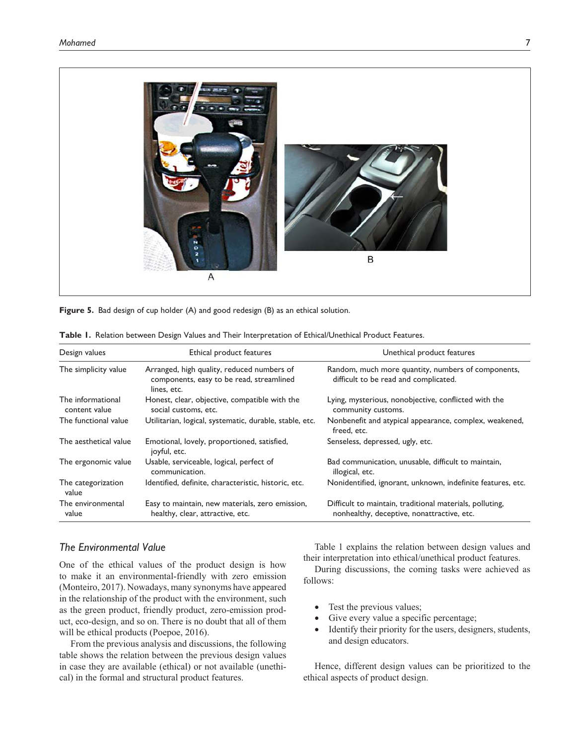**Figure 5.** Bad design of cup holder (A) and good redesign (B) as an ethical solution.

**Table 1.** Relation between Design Values and Their Interpretation of Ethical/Unethical Product Features.

| Design values | Ethical product features | Unethical product features |
|---|---|---|
| The simplicity value | Arranged, high quality, reduced numbers of components, easy to be read, streamlined lines, etc. | Random, much more quantity, numbers of components, difficult to be read and complicated. |
| The informational content value | Honest, clear, objective, compatible with the social customs, etc. | Lying, mysterious, nonobjective, conflicted with the community customs. |
| The functional value | Utilitarian, logical, systematic, durable, stable, etc. | Nonbenefit and atypical appearance, complex, weakened, freed, etc. |
| The aesthetical value | Emotional, lovely, proportioned, satisfied, joyful, etc. | Senseless, depressed, ugly, etc. |
| The ergonomic value | Usable, serviceable, logical, perfect of communication. | Bad communication, unusable, difficult to maintain, illogical, etc. |
| The categorization value | Identified, definite, characteristic, historic, etc. | Nonidentified, ignorant, unknown, indefinite features, etc. |
| The environmental value | Easy to maintain, new materials, zero emission, healthy, clear, attractive, etc. | Difficult to maintain, traditional materials, polluting, nonhealthy, deceptive, nonattractive, etc. |

### *The Environmental Value*

One of the ethical values of the product design is how to make it an environmental-friendly with zero emission (Monteiro, 2017). Nowadays, many synonyms have appeared in the relationship of the product with the environment, such as the green product, friendly product, zero-emission product, eco-design, and so on. There is no doubt that all of them will be ethical products (Poepoe, 2016).

From the previous analysis and discussions, the following table shows the relation between the previous design values in case they are available (ethical) or not available (unethical) in the formal and structural product features.

Table 1 explains the relation between design values and their interpretation into ethical/unethical product features.

During discussions, the coming tasks were achieved as follows:

- Test the previous values;
- Give every value a specific percentage;
- Identify their priority for the users, designers, students, and design educators.

Hence, different design values can be prioritized to the ethical aspects of product design.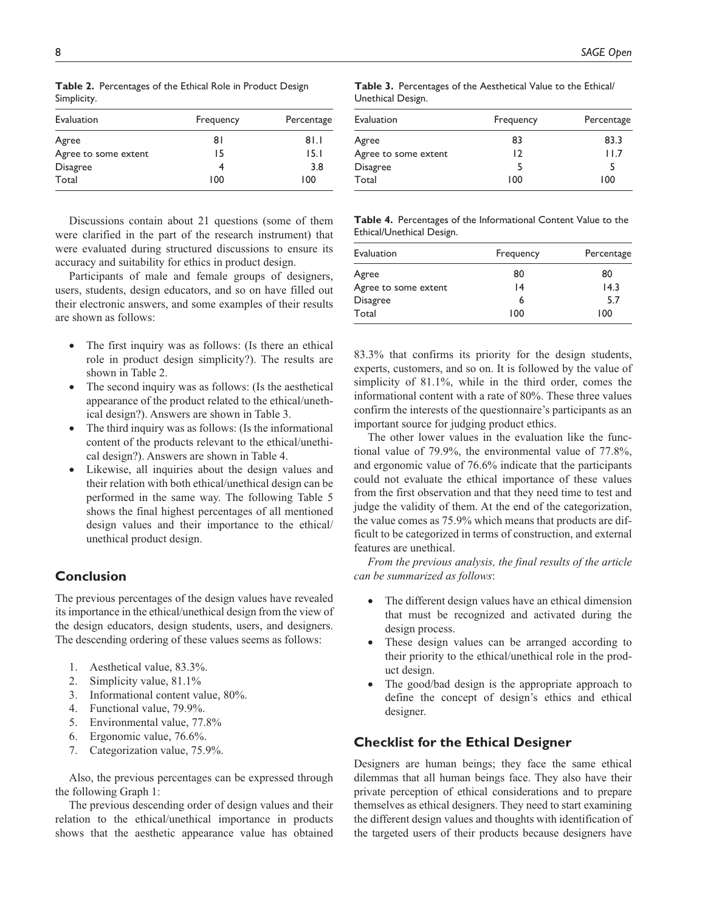**Table 2.** Percentages of the Ethical Role in Product Design Simplicity.

| Evaluation | Frequency | Percentage |
|---|---|---|
| Agree | 81 | 81.1 |
| Agree to some extent | 15 | 15.1 |
| Disagree | 4 | 3.8 |
| Total | 100 | 100 |

Discussions contain about 21 questions (some of them were clarified in the part of the research instrument) that were evaluated during structured discussions to ensure its accuracy and suitability for ethics in product design.

Participants of male and female groups of designers, users, students, design educators, and so on have filled out their electronic answers, and some examples of their results are shown as follows:

- The first inquiry was as follows: (Is there an ethical role in product design simplicity?). The results are shown in Table 2.
- The second inquiry was as follows: (Is the aesthetical appearance of the product related to the ethical/unethical design?). Answers are shown in Table 3.
- The third inquiry was as follows: (Is the informational content of the products relevant to the ethical/unethical design?). Answers are shown in Table 4.
- Likewise, all inquiries about the design values and their relation with both ethical/unethical design can be performed in the same way. The following Table 5 shows the final highest percentages of all mentioned design values and their importance to the ethical/unethical product design.

**Table 3.** Percentages of the Aesthetical Value to the Ethical/Unethical Design.

| Evaluation | Frequency | Percentage |
|---|---|---|
| Agree | 83 | 83.3 |
| Agree to some extent | 12 | 11.7 |
| Disagree | 5 | 5 |
| Total | 100 | 100 |

**Table 4.** Percentages of the Informational Content Value to the Ethical/Unethical Design.

| Evaluation | Frequency | Percentage |
|---|---|---|
| Agree | 80 | 80 |
| Agree to some extent | 14 | 14.3 |
| Disagree | 6 | 5.7 |
| Total | 100 | 100 |

## Conclusion

The previous percentages of the design values have revealed its importance in the ethical/unethical design from the view of the design educators, design students, users, and designers. The descending ordering of these values seems as follows:

1. Aesthetical value, 83.3%.
2. Simplicity value, 81.1%
3. Informational content value, 80%.
4. Functional value, 79.9%.
5. Environmental value, 77.8%
6. Ergonomic value, 76.6%.
7. Categorization value, 75.9%.

Also, the previous percentages can be expressed through the following Graph 1:

The previous descending order of design values and their relation to the ethical/unethical importance in products shows that the aesthetic appearance value has obtained 83.3% that confirms its priority for the design students, experts, customers, and so on. It is followed by the value of simplicity of 81.1%, while in the third order, comes the informational content with a rate of 80%. These three values confirm the interests of the questionnaire's participants as an important source for judging product ethics.

The other lower values in the evaluation like the functional value of 79.9%, the environmental value of 77.8%, and ergonomic value of 76.6% indicate that the participants could not evaluate the ethical importance of these values from the first observation and that they need time to test and judge the validity of them. At the end of the categorization, the value comes as 75.9% which means that products are difficult to be categorized in terms of construction, and external features are unethical.

*From the previous analysis, the final results of the article can be summarized as follows*:

- The different design values have an ethical dimension that must be recognized and activated during the design process.
- These design values can be arranged according to their priority to the ethical/unethical role in the product design.
- The good/bad design is the appropriate approach to define the concept of design's ethics and ethical designer.

## Checklist for the Ethical Designer

Designers are human beings; they face the same ethical dilemmas that all human beings face. They also have their private perception of ethical considerations and to prepare themselves as ethical designers. They need to start examining the different design values and thoughts with identification of the targeted users of their products because designers have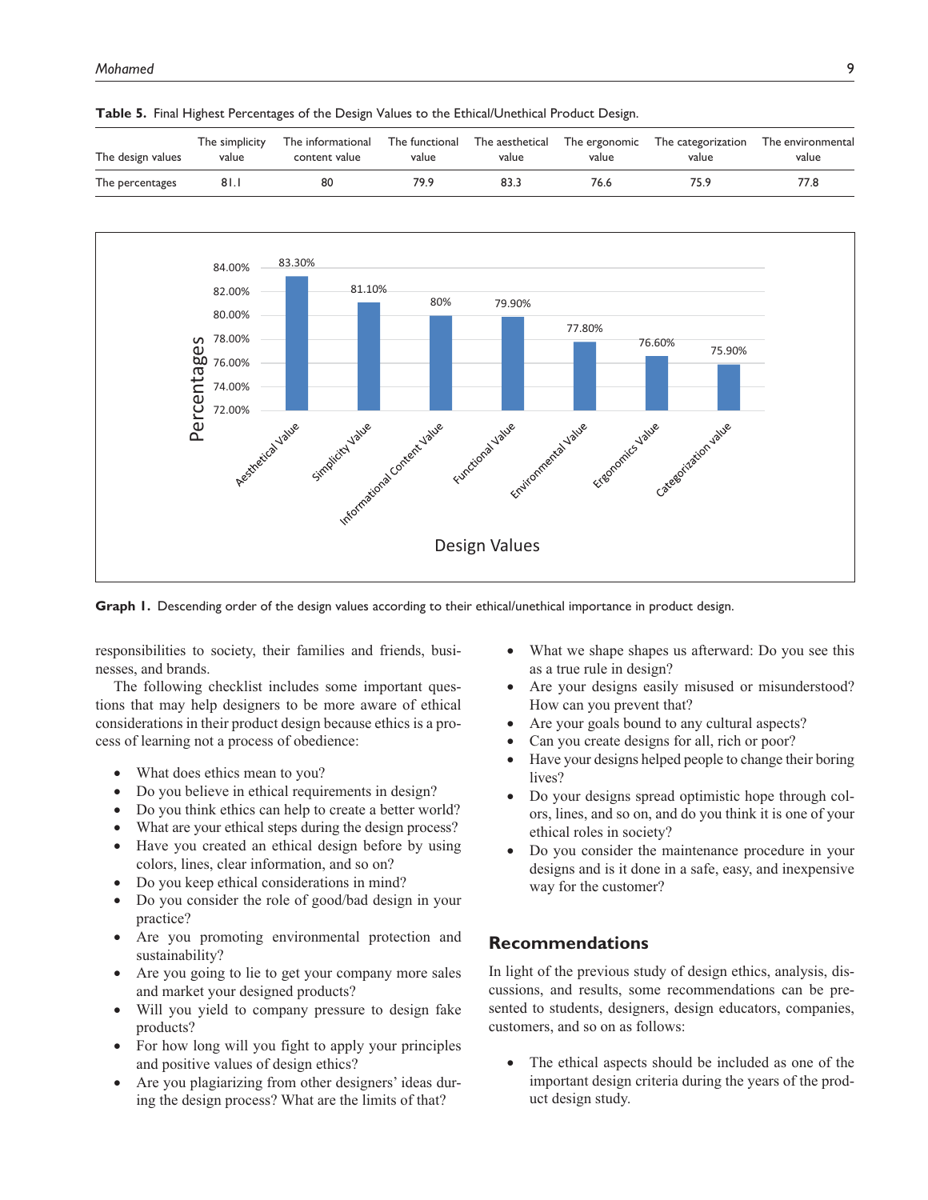**Table 5.** Final Highest Percentages of the Design Values to the Ethical/Unethical Product Design.

| The design values | The simplicity value | The informational content value | The functional value | The aesthetical value | The ergonomic value | The categorization value | The environmental value |
|---|---|---|---|---|---|---|---|
| The percentages | 81.1 | 80 | 79.9 | 83.3 | 76.6 | 75.9 | 77.8 |

**Graph 1.** Descending order of the design values according to their ethical/unethical importance in product design.

responsibilities to society, their families and friends, businesses, and brands.

The following checklist includes some important questions that may help designers to be more aware of ethical considerations in their product design because ethics is a process of learning not a process of obedience:

- What does ethics mean to you?
- Do you believe in ethical requirements in design?
- Do you think ethics can help to create a better world?
- What are your ethical steps during the design process?
- Have you created an ethical design before by using colors, lines, clear information, and so on?
- Do you keep ethical considerations in mind?
- Do you consider the role of good/bad design in your practice?
- Are you promoting environmental protection and sustainability?
- Are you going to lie to get your company more sales and market your designed products?
- Will you yield to company pressure to design fake products?
- For how long will you fight to apply your principles and positive values of design ethics?
- Are you plagiarizing from other designers' ideas during the design process? What are the limits of that?
- What we shape shapes us afterward: Do you see this as a true rule in design?
- Are your designs easily misused or misunderstood? How can you prevent that?
- Are your goals bound to any cultural aspects?
- Can you create designs for all, rich or poor?
- Have your designs helped people to change their boring lives?
- Do your designs spread optimistic hope through colors, lines, and so on, and do you think it is one of your ethical roles in society?
- Do you consider the maintenance procedure in your designs and is it done in a safe, easy, and inexpensive way for the customer?

## Recommendations

In light of the previous study of design ethics, analysis, discussions, and results, some recommendations can be presented to students, designers, design educators, companies, customers, and so on as follows:

- The ethical aspects should be included as one of the important design criteria during the years of the product design study.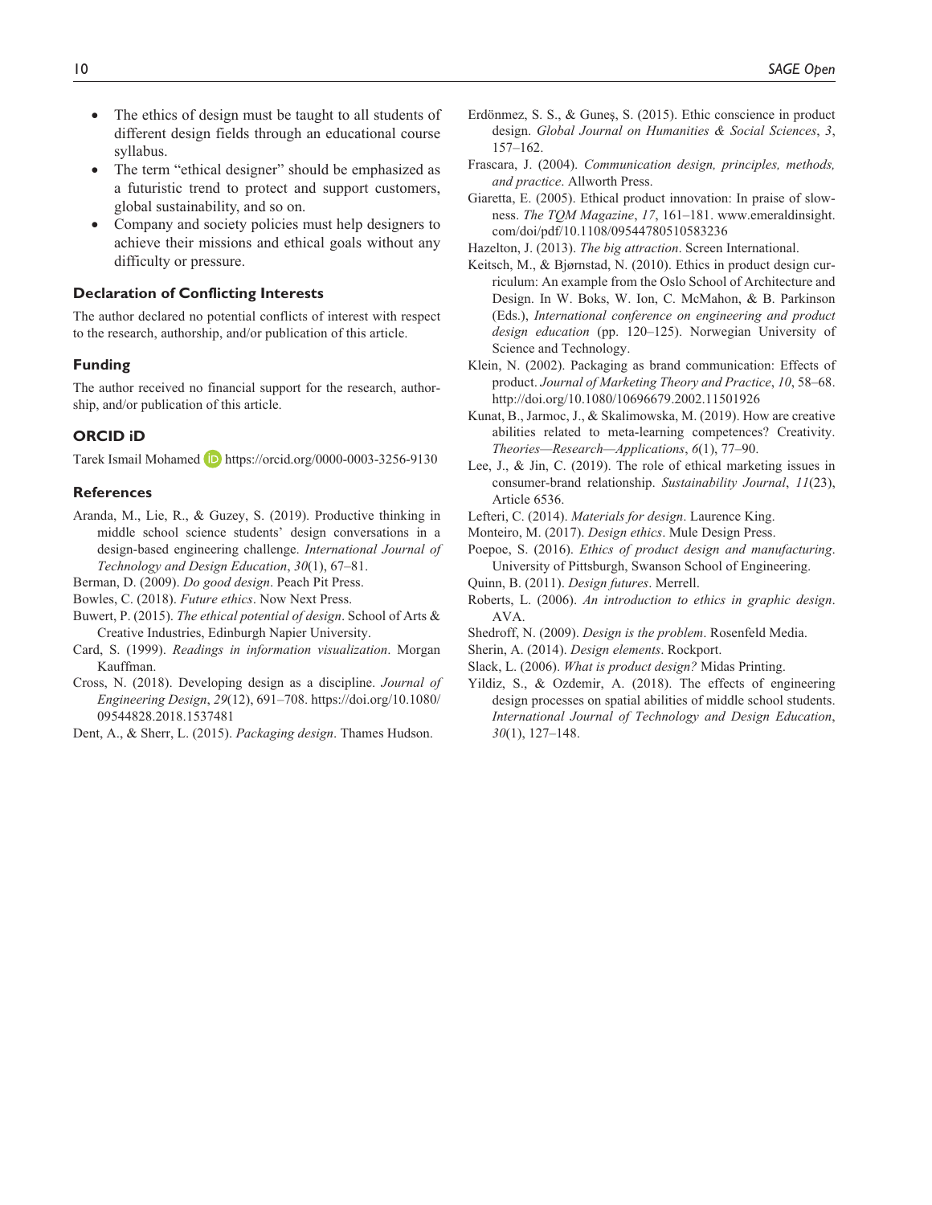- The ethics of design must be taught to all students of different design fields through an educational course syllabus.
- The term "ethical designer" should be emphasized as a futuristic trend to protect and support customers, global sustainability, and so on.
- Company and society policies must help designers to achieve their missions and ethical goals without any difficulty or pressure.

## Declaration of Conflicting Interests

The author declared no potential conflicts of interest with respect to the research, authorship, and/or publication of this article.

## Funding

The author received no financial support for the research, authorship, and/or publication of this article.

## ORCID iD

Tarek Ismail Mohamed https://orcid.org/0000-0003-3256-9130

## References

Aranda, M., Lie, R., & Guzey, S. (2019). Productive thinking in middle school science students' design conversations in a design-based engineering challenge. *International Journal of Technology and Design Education*, *30*(1), 67–81.

Berman, D. (2009). *Do good design*. Peach Pit Press.

Bowles, C. (2018). *Future ethics*. Now Next Press.

Buwert, P. (2015). *The ethical potential of design*. School of Arts & Creative Industries, Edinburgh Napier University.

Card, S. (1999). *Readings in information visualization*. Morgan Kauffman.

Cross, N. (2018). Developing design as a discipline. *Journal of Engineering Design*, *29*(12), 691–708. https://doi.org/10.1080/09544828.2018.1537481

Dent, A., & Sherr, L. (2015). *Packaging design*. Thames Hudson.

Erdönmez, S. S., & Guneş, S. (2015). Ethic conscience in product design. *Global Journal on Humanities & Social Sciences*, *3*, 157–162.

Frascara, J. (2004). *Communication design, principles, methods, and practice*. Allworth Press.

Giaretta, E. (2005). Ethical product innovation: In praise of slowness. *The TQM Magazine*, *17*, 161–181. www.emeraldinsight.com/doi/pdf/10.1108/09544780510583236

Hazelton, J. (2013). *The big attraction*. Screen International.

Keitsch, M., & Bjørnstad, N. (2010). Ethics in product design curriculum: An example from the Oslo School of Architecture and Design. In W. Boks, W. Ion, C. McMahon, & B. Parkinson (Eds.), *International conference on engineering and product design education* (pp. 120–125). Norwegian University of Science and Technology.

Klein, N. (2002). Packaging as brand communication: Effects of product. *Journal of Marketing Theory and Practice*, *10*, 58–68. http://doi.org/10.1080/10696679.2002.11501926

Kunat, B., Jarmoc, J., & Skalimowska, M. (2019). How are creative abilities related to meta-learning competences? Creativity. *Theories—Research—Applications*, *6*(1), 77–90.

Lee, J., & Jin, C. (2019). The role of ethical marketing issues in consumer-brand relationship. *Sustainability Journal*, *11*(23), Article 6536.

Lefteri, C. (2014). *Materials for design*. Laurence King.

Monteiro, M. (2017). *Design ethics*. Mule Design Press.

Poepoe, S. (2016). *Ethics of product design and manufacturing*. University of Pittsburgh, Swanson School of Engineering.

Quinn, B. (2011). *Design futures*. Merrell.

Roberts, L. (2006). *An introduction to ethics in graphic design*. AVA.

Shedroff, N. (2009). *Design is the problem*. Rosenfeld Media.

Sherin, A. (2014). *Design elements*. Rockport.

Slack, L. (2006). *What is product design?* Midas Printing.

Yildiz, S., & Ozdemir, A. (2018). The effects of engineering design processes on spatial abilities of middle school students. *International Journal of Technology and Design Education*, *30*(1), 127–148.